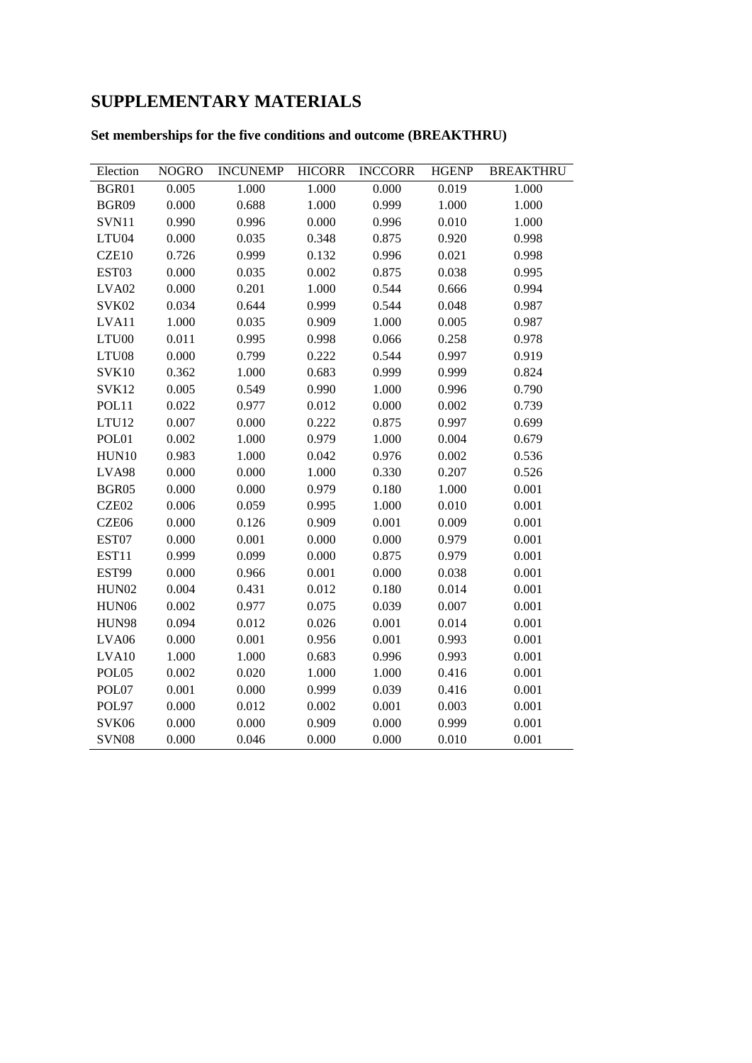# SUPPLEMENTARY MATERIALS

### Set memberships for the five conditions and outcome (BREAKTHRU)

| Election | NOGRO | INCUNEMP | HICORR | INCCORR | HGENP | BREAKTHRU |
|---|---|---|---|---|---|---|
| BGR01 | 0.005 | 1.000 | 1.000 | 0.000 | 0.019 | 1.000 |
| BGR09 | 0.000 | 0.688 | 1.000 | 0.999 | 1.000 | 1.000 |
| SVN11 | 0.990 | 0.996 | 0.000 | 0.996 | 0.010 | 1.000 |
| LTU04 | 0.000 | 0.035 | 0.348 | 0.875 | 0.920 | 0.998 |
| CZE10 | 0.726 | 0.999 | 0.132 | 0.996 | 0.021 | 0.998 |
| EST03 | 0.000 | 0.035 | 0.002 | 0.875 | 0.038 | 0.995 |
| LVA02 | 0.000 | 0.201 | 1.000 | 0.544 | 0.666 | 0.994 |
| SVK02 | 0.034 | 0.644 | 0.999 | 0.544 | 0.048 | 0.987 |
| LVA11 | 1.000 | 0.035 | 0.909 | 1.000 | 0.005 | 0.987 |
| LTU00 | 0.011 | 0.995 | 0.998 | 0.066 | 0.258 | 0.978 |
| LTU08 | 0.000 | 0.799 | 0.222 | 0.544 | 0.997 | 0.919 |
| SVK10 | 0.362 | 1.000 | 0.683 | 0.999 | 0.999 | 0.824 |
| SVK12 | 0.005 | 0.549 | 0.990 | 1.000 | 0.996 | 0.790 |
| POL11 | 0.022 | 0.977 | 0.012 | 0.000 | 0.002 | 0.739 |
| LTU12 | 0.007 | 0.000 | 0.222 | 0.875 | 0.997 | 0.699 |
| POL01 | 0.002 | 1.000 | 0.979 | 1.000 | 0.004 | 0.679 |
| HUN10 | 0.983 | 1.000 | 0.042 | 0.976 | 0.002 | 0.536 |
| LVA98 | 0.000 | 0.000 | 1.000 | 0.330 | 0.207 | 0.526 |
| BGR05 | 0.000 | 0.000 | 0.979 | 0.180 | 1.000 | 0.001 |
| CZE02 | 0.006 | 0.059 | 0.995 | 1.000 | 0.010 | 0.001 |
| CZE06 | 0.000 | 0.126 | 0.909 | 0.001 | 0.009 | 0.001 |
| EST07 | 0.000 | 0.001 | 0.000 | 0.000 | 0.979 | 0.001 |
| EST11 | 0.999 | 0.099 | 0.000 | 0.875 | 0.979 | 0.001 |
| EST99 | 0.000 | 0.966 | 0.001 | 0.000 | 0.038 | 0.001 |
| HUN02 | 0.004 | 0.431 | 0.012 | 0.180 | 0.014 | 0.001 |
| HUN06 | 0.002 | 0.977 | 0.075 | 0.039 | 0.007 | 0.001 |
| HUN98 | 0.094 | 0.012 | 0.026 | 0.001 | 0.014 | 0.001 |
| LVA06 | 0.000 | 0.001 | 0.956 | 0.001 | 0.993 | 0.001 |
| LVA10 | 1.000 | 1.000 | 0.683 | 0.996 | 0.993 | 0.001 |
| POL05 | 0.002 | 0.020 | 1.000 | 1.000 | 0.416 | 0.001 |
| POL07 | 0.001 | 0.000 | 0.999 | 0.039 | 0.416 | 0.001 |
| POL97 | 0.000 | 0.012 | 0.002 | 0.001 | 0.003 | 0.001 |
| SVK06 | 0.000 | 0.000 | 0.909 | 0.000 | 0.999 | 0.001 |
| SVN08 | 0.000 | 0.046 | 0.000 | 0.000 | 0.010 | 0.001 |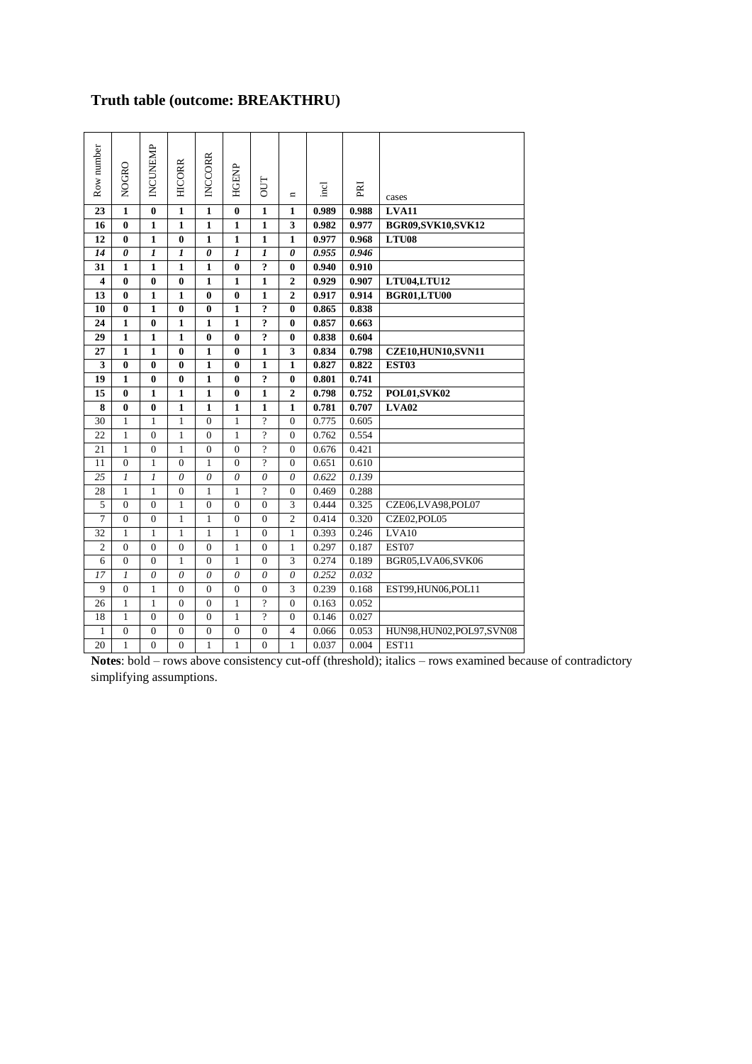## **Truth table (outcome: BREAKTHRU)**

| Row number | NOGRO | INCUNEMP | HICORR | INCCORR | HGENP | OUT | n | incl | PRI | cases |
|---|---|---|---|---|---|---|---|---|---|---|
| **23** | **1** | **0** | **1** | **1** | **0** | **1** | **1** | **0.989** | **0.988** | **LVA11** |
| **16** | **0** | **1** | **1** | **1** | **1** | **1** | **3** | **0.982** | **0.977** | **BGR09,SVK10,SVK12** |
| **12** | **0** | **1** | **0** | **1** | **1** | **1** | **1** | **0.977** | **0.968** | **LTU08** |
| ***14*** | ***0*** | ***1*** | ***1*** | ***0*** | ***1*** | ***1*** | ***0*** | ***0.955*** | ***0.946*** | |
| **31** | **1** | **1** | **1** | **1** | **0** | **?** | **0** | **0.940** | **0.910** | |
| **4** | **0** | **0** | **0** | **1** | **1** | **1** | **2** | **0.929** | **0.907** | **LTU04,LTU12** |
| **13** | **0** | **1** | **1** | **0** | **0** | **1** | **2** | **0.917** | **0.914** | **BGR01,LTU00** |
| **10** | **0** | **1** | **0** | **0** | **1** | **?** | **0** | **0.865** | **0.838** | |
| **24** | **1** | **0** | **1** | **1** | **1** | **?** | **0** | **0.857** | **0.663** | |
| **29** | **1** | **1** | **1** | **0** | **0** | **?** | **0** | **0.838** | **0.604** | |
| **27** | **1** | **1** | **0** | **1** | **0** | **1** | **3** | **0.834** | **0.798** | **CZE10,HUN10,SVN11** |
| **3** | **0** | **0** | **0** | **1** | **0** | **1** | **1** | **0.827** | **0.822** | **EST03** |
| **19** | **1** | **0** | **0** | **1** | **0** | **?** | **0** | **0.801** | **0.741** | |
| **15** | **0** | **1** | **1** | **1** | **0** | **1** | **2** | **0.798** | **0.752** | **POL01,SVK02** |
| **8** | **0** | **0** | **1** | **1** | **1** | **1** | **1** | **0.781** | **0.707** | **LVA02** |
| 30 | 1 | 1 | 1 | 0 | 1 | ? | 0 | 0.775 | 0.605 | |
| 22 | 1 | 0 | 1 | 0 | 1 | ? | 0 | 0.762 | 0.554 | |
| 21 | 1 | 0 | 1 | 0 | 0 | ? | 0 | 0.676 | 0.421 | |
| 11 | 0 | 1 | 0 | 1 | 0 | ? | 0 | 0.651 | 0.610 | |
| *25* | *1* | *1* | *0* | *0* | *0* | *0* | *0* | *0.622* | *0.139* | |
| 28 | 1 | 1 | 0 | 1 | 1 | ? | 0 | 0.469 | 0.288 | |
| 5 | 0 | 0 | 1 | 0 | 0 | 0 | 3 | 0.444 | 0.325 | CZE06,LVA98,POL07 |
| 7 | 0 | 0 | 1 | 1 | 0 | 0 | 2 | 0.414 | 0.320 | CZE02,POL05 |
| 32 | 1 | 1 | 1 | 1 | 1 | 0 | 1 | 0.393 | 0.246 | LVA10 |
| 2 | 0 | 0 | 0 | 0 | 1 | 0 | 1 | 0.297 | 0.187 | EST07 |
| 6 | 0 | 0 | 1 | 0 | 1 | 0 | 3 | 0.274 | 0.189 | BGR05,LVA06,SVK06 |
| *17* | *1* | *0* | *0* | *0* | *0* | *0* | *0* | *0.252* | *0.032* | |
| 9 | 0 | 1 | 0 | 0 | 0 | 0 | 3 | 0.239 | 0.168 | EST99,HUN06,POL11 |
| 26 | 1 | 1 | 0 | 0 | 1 | ? | 0 | 0.163 | 0.052 | |
| 18 | 1 | 0 | 0 | 0 | 1 | ? | 0 | 0.146 | 0.027 | |
| 1 | 0 | 0 | 0 | 0 | 0 | 0 | 4 | 0.066 | 0.053 | HUN98,HUN02,POL97,SVN08 |
| 20 | 1 | 0 | 0 | 1 | 1 | 0 | 1 | 0.037 | 0.004 | EST11 |

**Notes**: bold – rows above consistency cut-off (threshold); italics – rows examined because of contradictory simplifying assumptions.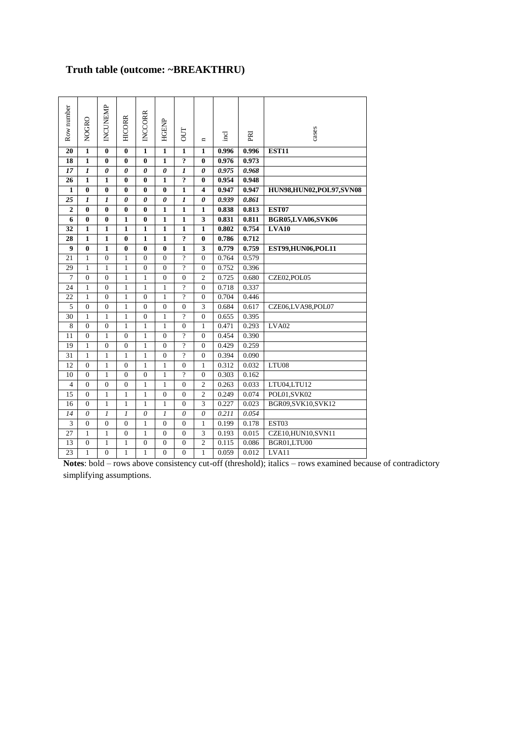## Truth table (outcome: ~BREAKTHRU)

| Row number | NOGRO | INCUNEMP | HICORR | INCCORR | HGENP | OUT | n | incl | PRI | cases |
|---|---|---|---|---|---|---|---|---|---|---|
| **20** | **1** | **0** | **0** | **1** | **1** | **1** | **1** | **0.996** | **0.996** | **EST11** |
| **18** | **1** | **0** | **0** | **0** | **1** | **?** | **0** | **0.976** | **0.973** | |
| *17* | *1* | *0* | *0* | *0* | *0* | *1* | *0* | *0.975* | *0.968* | |
| **26** | **1** | **1** | **0** | **0** | **1** | **?** | **0** | **0.954** | **0.948** | |
| **1** | **0** | **0** | **0** | **0** | **0** | **1** | **4** | **0.947** | **0.947** | **HUN98,HUN02,POL97,SVN08** |
| *25* | *1* | *1* | *0* | *0* | *0* | *1* | *0* | *0.939* | *0.861* | |
| **2** | **0** | **0** | **0** | **0** | **1** | **1** | **1** | **0.838** | **0.813** | **EST07** |
| **6** | **0** | **0** | **1** | **0** | **1** | **1** | **3** | **0.831** | **0.811** | **BGR05,LVA06,SVK06** |
| **32** | **1** | **1** | **1** | **1** | **1** | **1** | **1** | **0.802** | **0.754** | **LVA10** |
| **28** | **1** | **1** | **0** | **1** | **1** | **?** | **0** | **0.786** | **0.712** | |
| **9** | **0** | **1** | **0** | **0** | **0** | **1** | **3** | **0.779** | **0.759** | **EST99,HUN06,POL11** |
| 21 | 1 | 0 | 1 | 0 | 0 | ? | 0 | 0.764 | 0.579 | |
| 29 | 1 | 1 | 1 | 0 | 0 | ? | 0 | 0.752 | 0.396 | |
| 7 | 0 | 0 | 1 | 1 | 0 | 0 | 2 | 0.725 | 0.680 | CZE02,POL05 |
| 24 | 1 | 0 | 1 | 1 | 1 | ? | 0 | 0.718 | 0.337 | |
| 22 | 1 | 0 | 1 | 0 | 1 | ? | 0 | 0.704 | 0.446 | |
| 5 | 0 | 0 | 1 | 0 | 0 | 0 | 3 | 0.684 | 0.617 | CZE06,LVA98,POL07 |
| 30 | 1 | 1 | 1 | 0 | 1 | ? | 0 | 0.655 | 0.395 | |
| 8 | 0 | 0 | 1 | 1 | 1 | 0 | 1 | 0.471 | 0.293 | LVA02 |
| 11 | 0 | 1 | 0 | 1 | 0 | ? | 0 | 0.454 | 0.390 | |
| 19 | 1 | 0 | 0 | 1 | 0 | ? | 0 | 0.429 | 0.259 | |
| 31 | 1 | 1 | 1 | 1 | 0 | ? | 0 | 0.394 | 0.090 | |
| 12 | 0 | 1 | 0 | 1 | 1 | 0 | 1 | 0.312 | 0.032 | LTU08 |
| 10 | 0 | 1 | 0 | 0 | 1 | ? | 0 | 0.303 | 0.162 | |
| 4 | 0 | 0 | 0 | 1 | 1 | 0 | 2 | 0.263 | 0.033 | LTU04,LTU12 |
| 15 | 0 | 1 | 1 | 1 | 0 | 0 | 2 | 0.249 | 0.074 | POL01,SVK02 |
| 16 | 0 | 1 | 1 | 1 | 1 | 0 | 3 | 0.227 | 0.023 | BGR09,SVK10,SVK12 |
| *14* | *0* | *1* | *1* | *0* | *1* | *0* | *0* | *0.211* | *0.054* | |
| 3 | 0 | 0 | 0 | 1 | 0 | 0 | 1 | 0.199 | 0.178 | EST03 |
| 27 | 1 | 1 | 0 | 1 | 0 | 0 | 3 | 0.193 | 0.015 | CZE10,HUN10,SVN11 |
| 13 | 0 | 1 | 1 | 0 | 0 | 0 | 2 | 0.115 | 0.086 | BGR01,LTU00 |
| 23 | 1 | 0 | 1 | 1 | 0 | 0 | 1 | 0.059 | 0.012 | LVA11 |

**Notes**: bold – rows above consistency cut-off (threshold); italics – rows examined because of contradictory simplifying assumptions.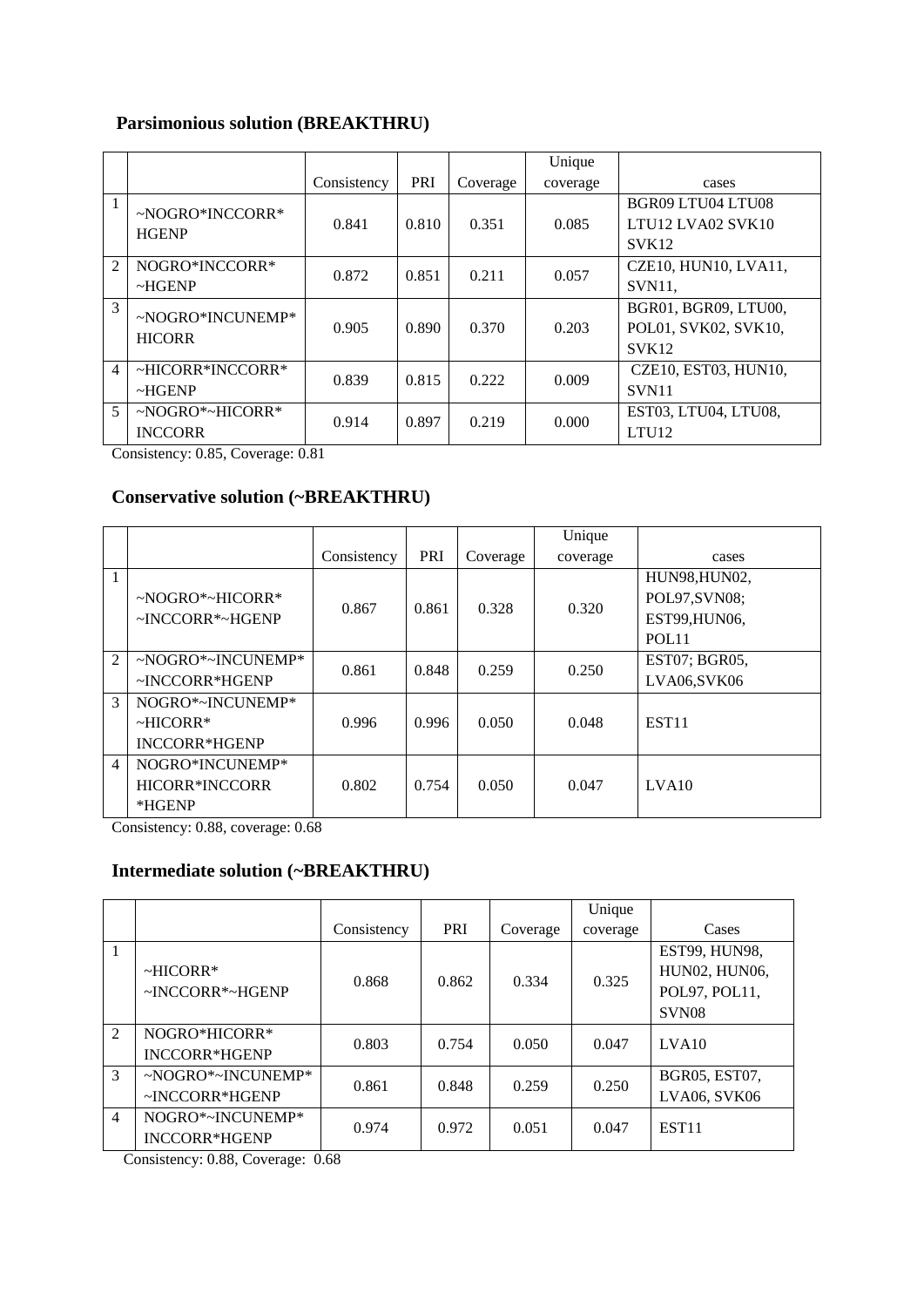**Parsimonious solution (BREAKTHRU)**

| | | Consistency | PRI | Coverage | Unique coverage | cases |
|---|---|---|---|---|---|---|
| 1 | ~NOGRO*INCCORR* HGENP | 0.841 | 0.810 | 0.351 | 0.085 | BGR09 LTU04 LTU08 LTU12 LVA02 SVK10 SVK12 |
| 2 | NOGRO*INCCORR* ~HGENP | 0.872 | 0.851 | 0.211 | 0.057 | CZE10, HUN10, LVA11, SVN11, |
| 3 | ~NOGRO*INCUNEMP* HICORR | 0.905 | 0.890 | 0.370 | 0.203 | BGR01, BGR09, LTU00, POL01, SVK02, SVK10, SVK12 |
| 4 | ~HICORR*INCCORR* ~HGENP | 0.839 | 0.815 | 0.222 | 0.009 | CZE10, EST03, HUN10, SVN11 |
| 5 | ~NOGRO*~HICORR* INCCORR | 0.914 | 0.897 | 0.219 | 0.000 | EST03, LTU04, LTU08, LTU12 |

Consistency: 0.85, Coverage: 0.81

**Conservative solution (~BREAKTHRU)**

| | | Consistency | PRI | Coverage | Unique coverage | cases |
|---|---|---|---|---|---|---|
| 1 | ~NOGRO*~HICORR* ~INCCORR*~HGENP | 0.867 | 0.861 | 0.328 | 0.320 | HUN98,HUN02, POL97,SVN08; EST99,HUN06, POL11 |
| 2 | ~NOGRO*~INCUNEMP* ~INCCORR*HGENP | 0.861 | 0.848 | 0.259 | 0.250 | EST07; BGR05, LVA06,SVK06 |
| 3 | NOGRO*~INCUNEMP* ~HICORR* INCCORR*HGENP | 0.996 | 0.996 | 0.050 | 0.048 | EST11 |
| 4 | NOGRO*INCUNEMP* HICORR*INCCORR *HGENP | 0.802 | 0.754 | 0.050 | 0.047 | LVA10 |

Consistency: 0.88, coverage: 0.68

**Intermediate solution (~BREAKTHRU)**

| | | Consistency | PRI | Coverage | Unique coverage | Cases |
|---|---|---|---|---|---|---|
| 1 | ~HICORR* ~INCCORR*~HGENP | 0.868 | 0.862 | 0.334 | 0.325 | EST99, HUN98, HUN02, HUN06, POL97, POL11, SVN08 |
| 2 | NOGRO*HICORR* INCCORR*HGENP | 0.803 | 0.754 | 0.050 | 0.047 | LVA10 |
| 3 | ~NOGRO*~INCUNEMP* ~INCCORR*HGENP | 0.861 | 0.848 | 0.259 | 0.250 | BGR05, EST07, LVA06, SVK06 |
| 4 | NOGRO*~INCUNEMP* INCCORR*HGENP | 0.974 | 0.972 | 0.051 | 0.047 | EST11 |

Consistency: 0.88, Coverage: 0.68